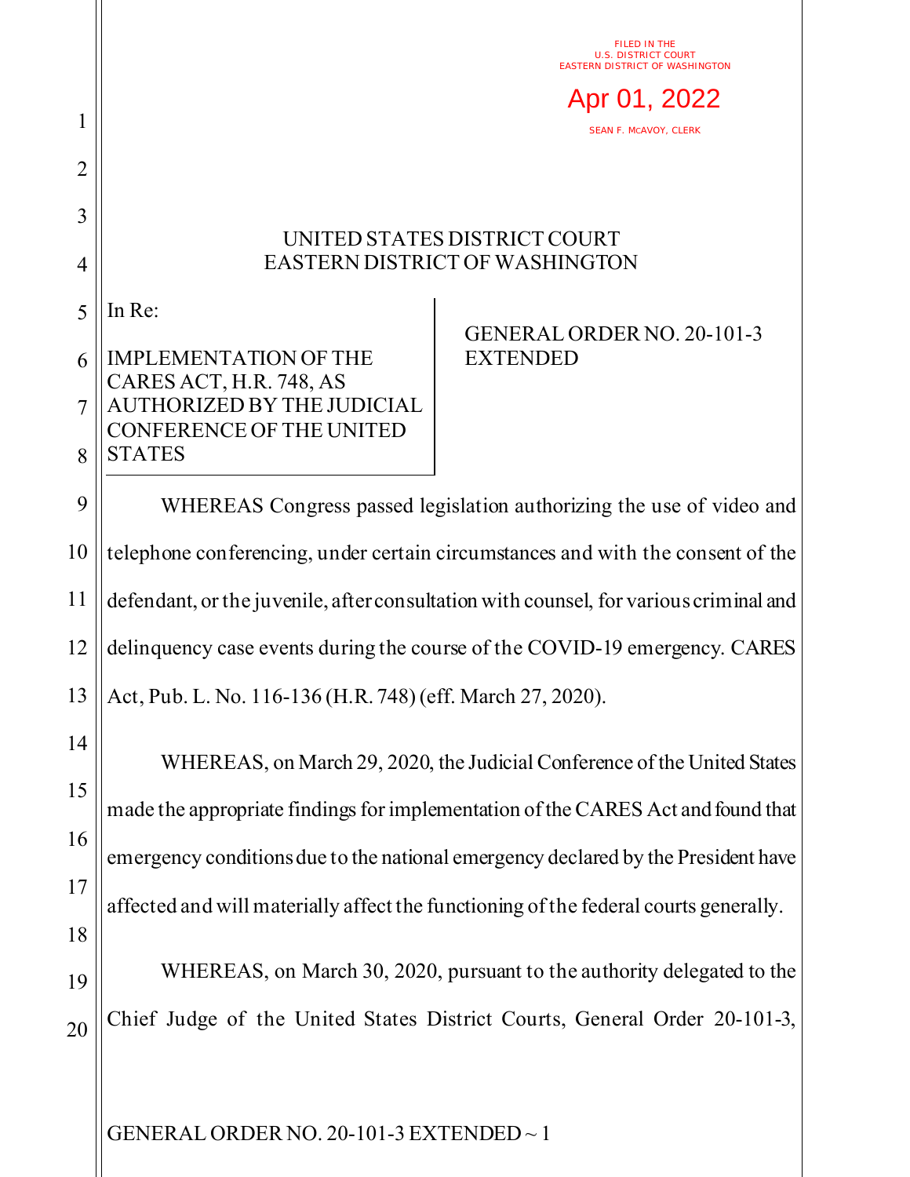FILED IN THE
U.S. DISTRICT COURT
EASTERN DISTRICT OF WASHINGTON

Apr 01, 2022

SEAN F. MCAVOY, CLERK

UNITED STATES DISTRICT COURT
EASTERN DISTRICT OF WASHINGTON

In Re:

IMPLEMENTATION OF THE CARES ACT, H.R. 748, AS AUTHORIZED BY THE JUDICIAL CONFERENCE OF THE UNITED STATES

GENERAL ORDER NO. 20-101-3 EXTENDED

WHEREAS Congress passed legislation authorizing the use of video and telephone conferencing, under certain circumstances and with the consent of the defendant, or the juvenile, after consultation with counsel, for various criminal and delinquency case events during the course of the COVID-19 emergency. CARES Act, Pub. L. No. 116-136 (H.R. 748) (eff. March 27, 2020).

WHEREAS, on March 29, 2020, the Judicial Conference of the United States made the appropriate findings for implementation of the CARES Act and found that emergency conditions due to the national emergency declared by the President have affected and will materially affect the functioning of the federal courts generally.

WHEREAS, on March 30, 2020, pursuant to the authority delegated to the Chief Judge of the United States District Courts, General Order 20-101-3,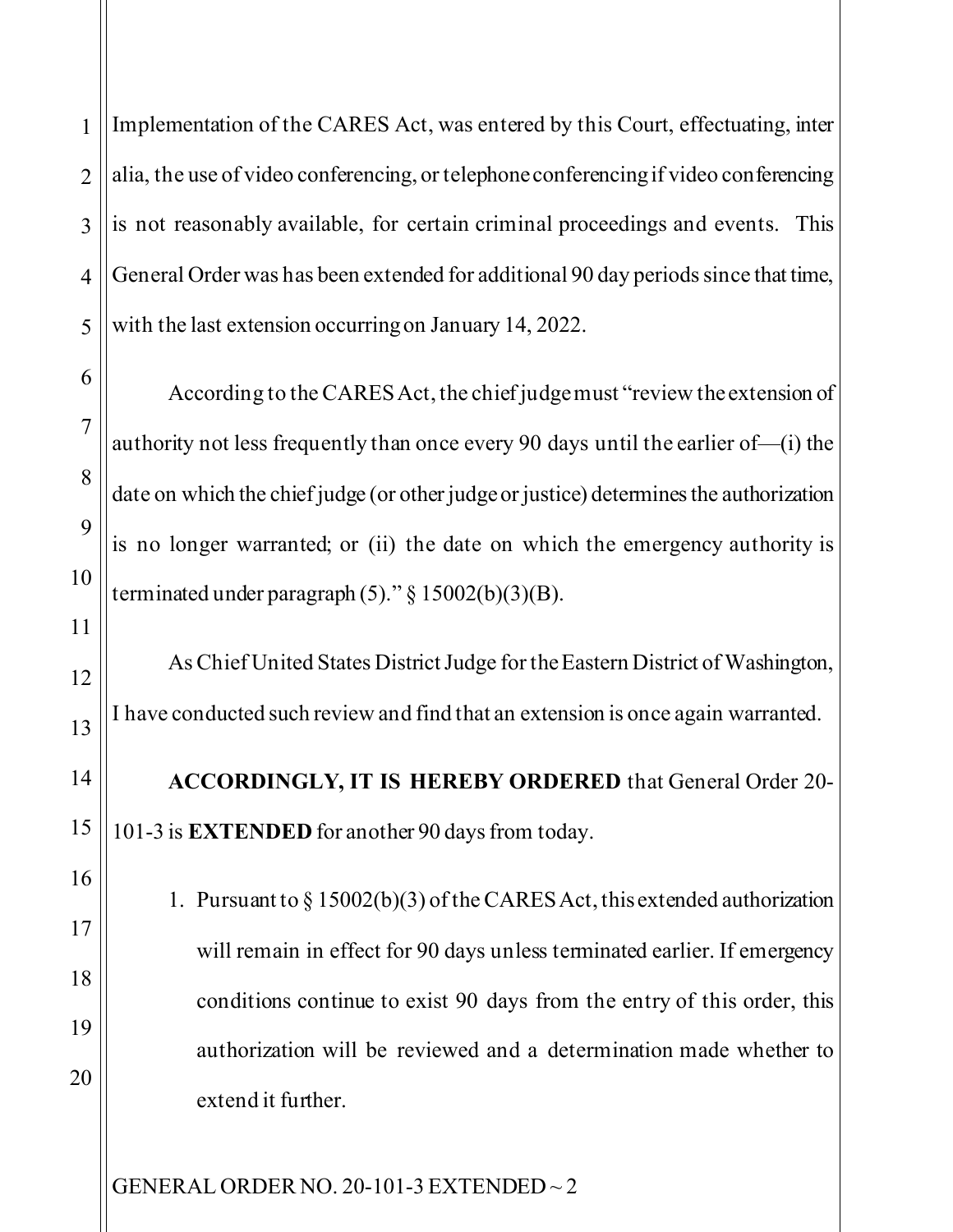Implementation of the CARES Act, was entered by this Court, effectuating, inter alia, the use of video conferencing, or telephone conferencing if video conferencing is not reasonably available, for certain criminal proceedings and events. This General Order was has been extended for additional 90 day periods since that time, with the last extension occurring on January 14, 2022.

According to the CARES Act, the chief judge must "review the extension of authority not less frequently than once every 90 days until the earlier of—(i) the date on which the chief judge (or other judge or justice) determines the authorization is no longer warranted; or (ii) the date on which the emergency authority is terminated under paragraph (5)." § 15002(b)(3)(B).

As Chief United States District Judge for the Eastern District of Washington, I have conducted such review and find that an extension is once again warranted.

**ACCORDINGLY, IT IS HEREBY ORDERED** that General Order 20-101-3 is **EXTENDED** for another 90 days from today.

1. Pursuant to § 15002(b)(3) of the CARES Act, this extended authorization will remain in effect for 90 days unless terminated earlier. If emergency conditions continue to exist 90 days from the entry of this order, this authorization will be reviewed and a determination made whether to extend it further.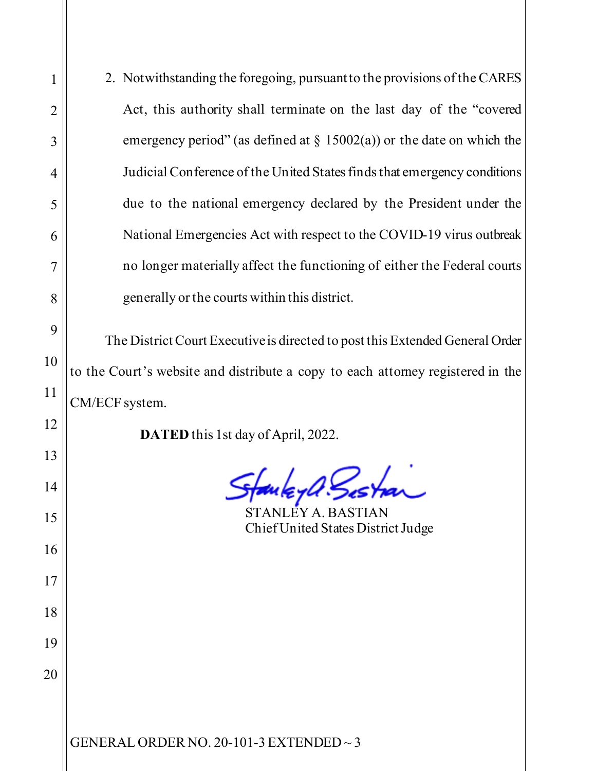2. Notwithstanding the foregoing, pursuant to the provisions of the CARES Act, this authority shall terminate on the last day of the "covered emergency period" (as defined at § 15002(a)) or the date on which the Judicial Conference of the United States finds that emergency conditions due to the national emergency declared by the President under the National Emergencies Act with respect to the COVID-19 virus outbreak no longer materially affect the functioning of either the Federal courts generally or the courts within this district.

The District Court Executive is directed to post this Extended General Order to the Court's website and distribute a copy to each attorney registered in the CM/ECF system.

**DATED** this 1st day of April, 2022.

STANLEY A. BASTIAN
Chief United States District Judge

GENERAL ORDER NO. 20-101-3 EXTENDED ~ 3